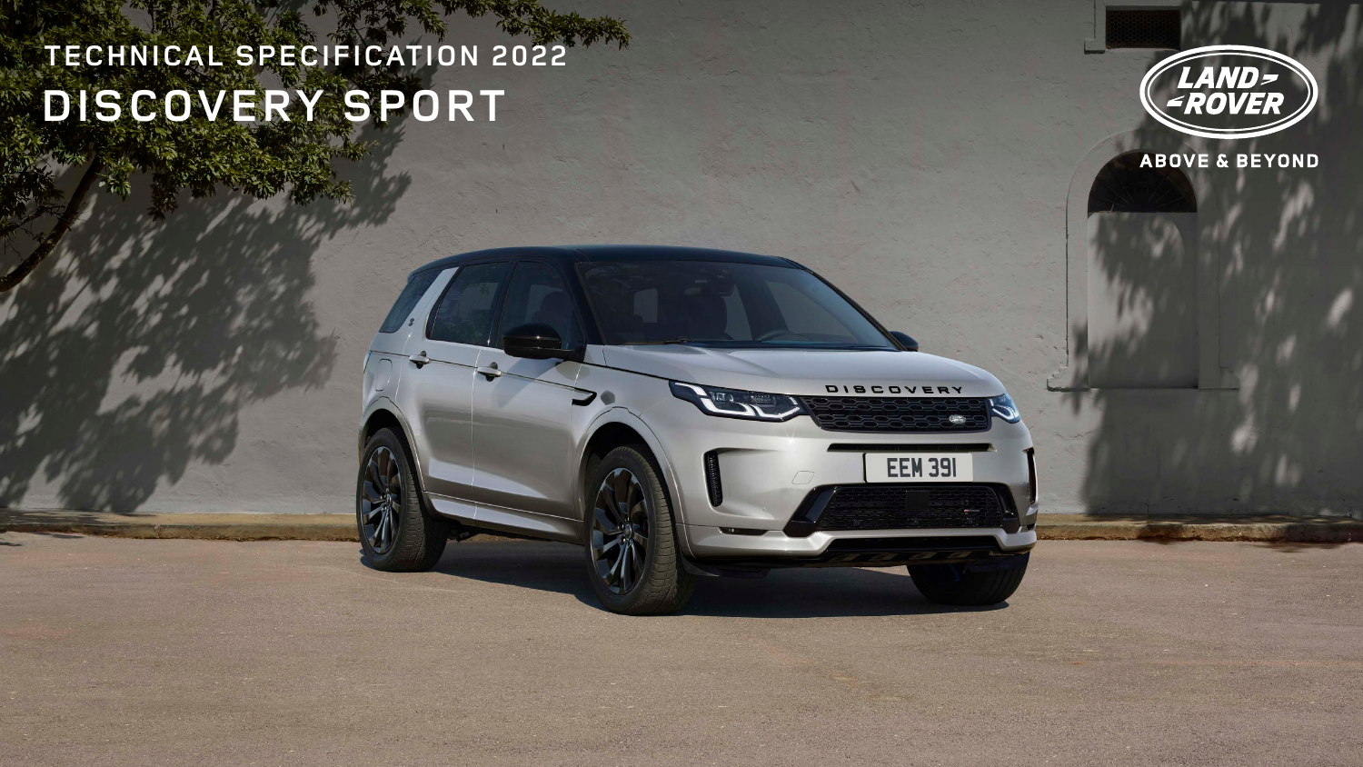# TECHNICAL SPECIFICATION 2022

# DISCOVERY SPORT

LAND ROVER

ABOVE & BEYOND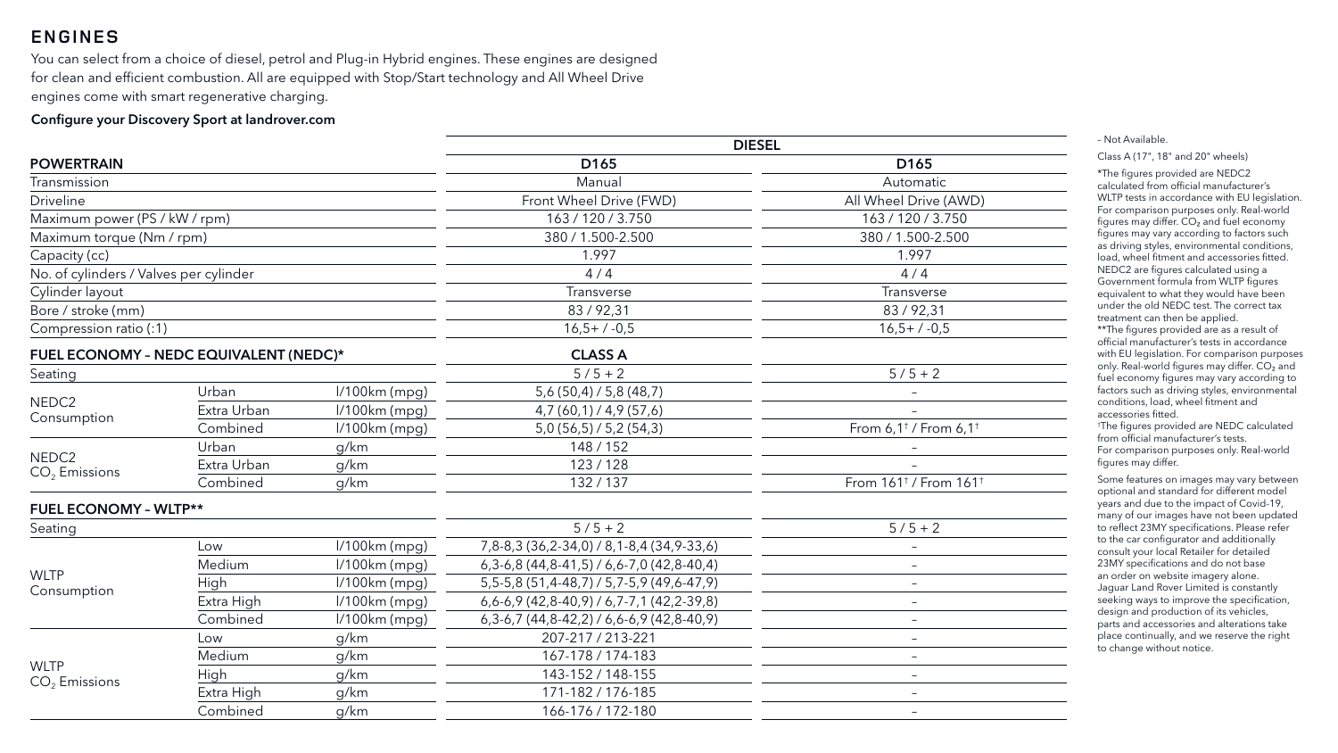## ENGINES

You can select from a choice of diesel, petrol and Plug-in Hybrid engines. These engines are designed for clean and efficient combustion. All are equipped with Stop/Start technology and All Wheel Drive engines come with smart regenerative charging.

**Configure your Discovery Sport at landrover.com**

| | | | DIESEL | |
|---|---|---|---|---|
| **POWERTRAIN** | | | **D165** | **D165** |
| Transmission | | | Manual | Automatic |
| Driveline | | | Front Wheel Drive (FWD) | All Wheel Drive (AWD) |
| Maximum power (PS / kW / rpm) | | | 163 / 120 / 3.750 | 163 / 120 / 3.750 |
| Maximum torque (Nm / rpm) | | | 380 / 1.500-2.500 | 380 / 1.500-2.500 |
| Capacity (cc) | | | 1.997 | 1.997 |
| No. of cylinders / Valves per cylinder | | | 4 / 4 | 4 / 4 |
| Cylinder layout | | | Transverse | Transverse |
| Bore / stroke (mm) | | | 83 / 92,31 | 83 / 92,31 |
| Compression ratio (:1) | | | 16,5+ / -0,5 | 16,5+ / -0,5 |
| **FUEL ECONOMY – NEDC EQUIVALENT (NEDC)*** | | | **CLASS A** | |
| Seating | | | 5 / 5 + 2 | 5 / 5 + 2 |
| NEDC2 Consumption | Urban | l/100km (mpg) | 5,6 (50,4) / 5,8 (48,7) | – |
| | Extra Urban | l/100km (mpg) | 4,7 (60,1) / 4,9 (57,6) | – |
| | Combined | l/100km (mpg) | 5,0 (56,5) / 5,2 (54,3) | From 6,1† / From 6,1† |
| NEDC2 $CO_2$ Emissions | Urban | g/km | 148 / 152 | – |
| | Extra Urban | g/km | 123 / 128 | – |
| | Combined | g/km | 132 / 137 | From 161† / From 161† |
| **FUEL ECONOMY – WLTP**** | | | | |
| Seating | | | 5 / 5 + 2 | 5 / 5 + 2 |
| WLTP Consumption | Low | l/100km (mpg) | 7,8-8,3 (36,2-34,0) / 8,1-8,4 (34,9-33,6) | – |
| | Medium | l/100km (mpg) | 6,3-6,8 (44,8-41,5) / 6,6-7,0 (42,8-40,4) | – |
| | High | l/100km (mpg) | 5,5-5,8 (51,4-48,7) / 5,7-5,9 (49,6-47,9) | – |
| | Extra High | l/100km (mpg) | 6,6-6,9 (42,8-40,9) / 6,7-7,1 (42,2-39,8) | – |
| | Combined | l/100km (mpg) | 6,3-6,7 (44,8-42,2) / 6,6-6,9 (42,8-40,9) | – |
| WLTP $CO_2$ Emissions | Low | g/km | 207-217 / 213-221 | – |
| | Medium | g/km | 167-178 / 174-183 | – |
| | High | g/km | 143-152 / 148-155 | – |
| | Extra High | g/km | 171-182 / 176-185 | – |
| | Combined | g/km | 166-176 / 172-180 | – |

– Not Available.

Class A (17", 18" and 20" wheels)

*The figures provided are NEDC2 calculated from official manufacturer's WLTP tests in accordance with EU legislation. For comparison purposes only. Real-world figures may differ. $CO_2$ and fuel economy figures may vary according to factors such as driving styles, environmental conditions, load, wheel fitment and accessories fitted. NEDC2 are figures calculated using a Government formula from WLTP figures equivalent to what they would have been under the old NEDC test. The correct tax treatment can then be applied.

**The figures provided are as a result of official manufacturer's tests in accordance with EU legislation. For comparison purposes only. Real-world figures may differ. $CO_2$ and fuel economy figures may vary according to factors such as driving styles, environmental conditions, load, wheel fitment and accessories fitted.

†The figures provided are NEDC calculated from official manufacturer's tests. For comparison purposes only. Real-world figures may differ.

Some features on images may vary between optional and standard for different model years and due to the impact of Covid-19, many of our images have not been updated to reflect 23MY specifications. Please refer to the car configurator and additionally consult your local Retailer for detailed 23MY specifications and do not base an order on website imagery alone. Jaguar Land Rover Limited is constantly seeking ways to improve the specification, design and production of its vehicles, parts and accessories and alterations take place continually, and we reserve the right to change without notice.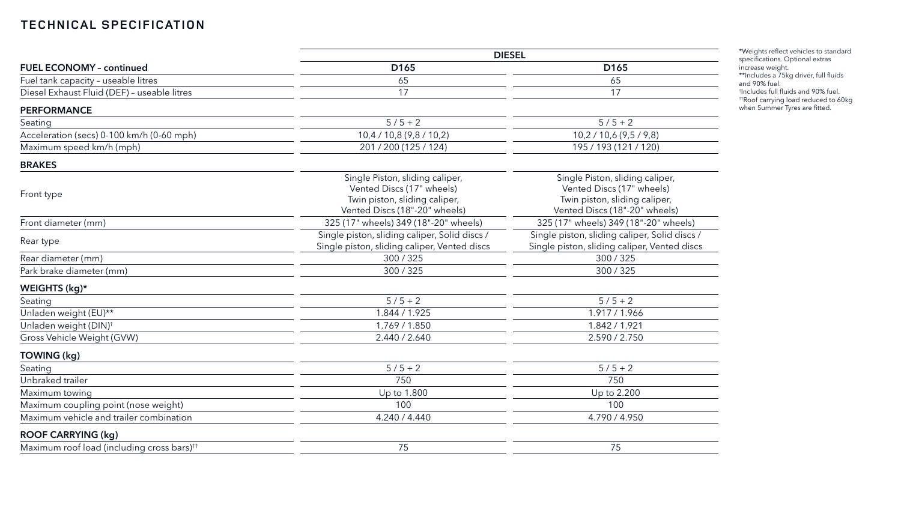# TECHNICAL SPECIFICATION

| | DIESEL | |
|---|---|---|
| **FUEL ECONOMY – continued** | **D165** | **D165** |
| Fuel tank capacity – useable litres | 65 | 65 |
| Diesel Exhaust Fluid (DEF) – useable litres | 17 | 17 |
| **PERFORMANCE** | | |
| Seating | 5 / 5 + 2 | 5 / 5 + 2 |
| Acceleration (secs) 0-100 km/h (0-60 mph) | 10,4 / 10,8 (9,8 / 10,2) | 10,2 / 10,6 (9,5 / 9,8) |
| Maximum speed km/h (mph) | 201 / 200 (125 / 124) | 195 / 193 (121 / 120) |
| **BRAKES** | | |
| Front type | Single Piston, sliding caliper, Vented Discs (17" wheels) Twin piston, sliding caliper, Vented Discs (18"-20" wheels) | Single Piston, sliding caliper, Vented Discs (17" wheels) Twin piston, sliding caliper, Vented Discs (18"-20" wheels) |
| Front diameter (mm) | 325 (17" wheels) 349 (18"-20" wheels) | 325 (17" wheels) 349 (18"-20" wheels) |
| Rear type | Single piston, sliding caliper, Solid discs / Single piston, sliding caliper, Vented discs | Single piston, sliding caliper, Solid discs / Single piston, sliding caliper, Vented discs |
| Rear diameter (mm) | 300 / 325 | 300 / 325 |
| Park brake diameter (mm) | 300 / 325 | 300 / 325 |
| **WEIGHTS (kg)*** | | |
| Seating | 5 / 5 + 2 | 5 / 5 + 2 |
| Unladen weight (EU)** | 1.844 / 1.925 | 1.917 / 1.966 |
| Unladen weight (DIN)† | 1.769 / 1.850 | 1.842 / 1.921 |
| Gross Vehicle Weight (GVW) | 2.440 / 2.640 | 2.590 / 2.750 |
| **TOWING (kg)** | | |
| Seating | 5 / 5 + 2 | 5 / 5 + 2 |
| Unbraked trailer | 750 | 750 |
| Maximum towing | Up to 1.800 | Up to 2.200 |
| Maximum coupling point (nose weight) | 100 | 100 |
| Maximum vehicle and trailer combination | 4.240 / 4.440 | 4.790 / 4.950 |
| **ROOF CARRYING (kg)** | | |
| Maximum roof load (including cross bars)†† | 75 | 75 |

*Weights reflect vehicles to standard specifications. Optional extras increase weight.
**Includes a 75kg driver, full fluids and 90% fuel.
†Includes full fluids and 90% fuel.
††Roof carrying load reduced to 60kg when Summer Tyres are fitted.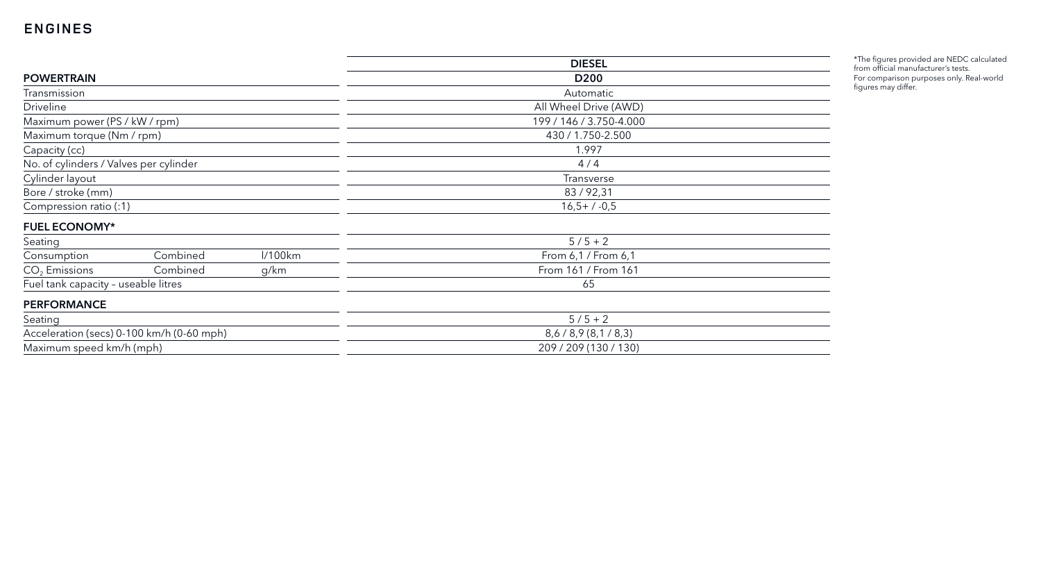# ENGINES

| | | | DIESEL |
|---|---|---|---|
| **POWERTRAIN** | | | **D200** |
| Transmission | | | Automatic |
| Driveline | | | All Wheel Drive (AWD) |
| Maximum power (PS / kW / rpm) | | | 199 / 146 / 3.750-4.000 |
| Maximum torque (Nm / rpm) | | | 430 / 1.750-2.500 |
| Capacity (cc) | | | 1.997 |
| No. of cylinders / Valves per cylinder | | | 4 / 4 |
| Cylinder layout | | | Transverse |
| Bore / stroke (mm) | | | 83 / 92,31 |
| Compression ratio (:1) | | | 16,5+ / -0,5 |
| **FUEL ECONOMY*** | | | |
| Seating | | | 5 / 5 + 2 |
| Consumption | Combined | l/100km | From 6,1 / From 6,1 |
| $CO_2$ Emissions | Combined | g/km | From 161 / From 161 |
| Fuel tank capacity – useable litres | | | 65 |
| **PERFORMANCE** | | | |
| Seating | | | 5 / 5 + 2 |
| Acceleration (secs) 0-100 km/h (0-60 mph) | | | 8,6 / 8,9 (8,1 / 8,3) |
| Maximum speed km/h (mph) | | | 209 / 209 (130 / 130) |

*The figures provided are NEDC calculated from official manufacturer's tests. For comparison purposes only. Real-world figures may differ.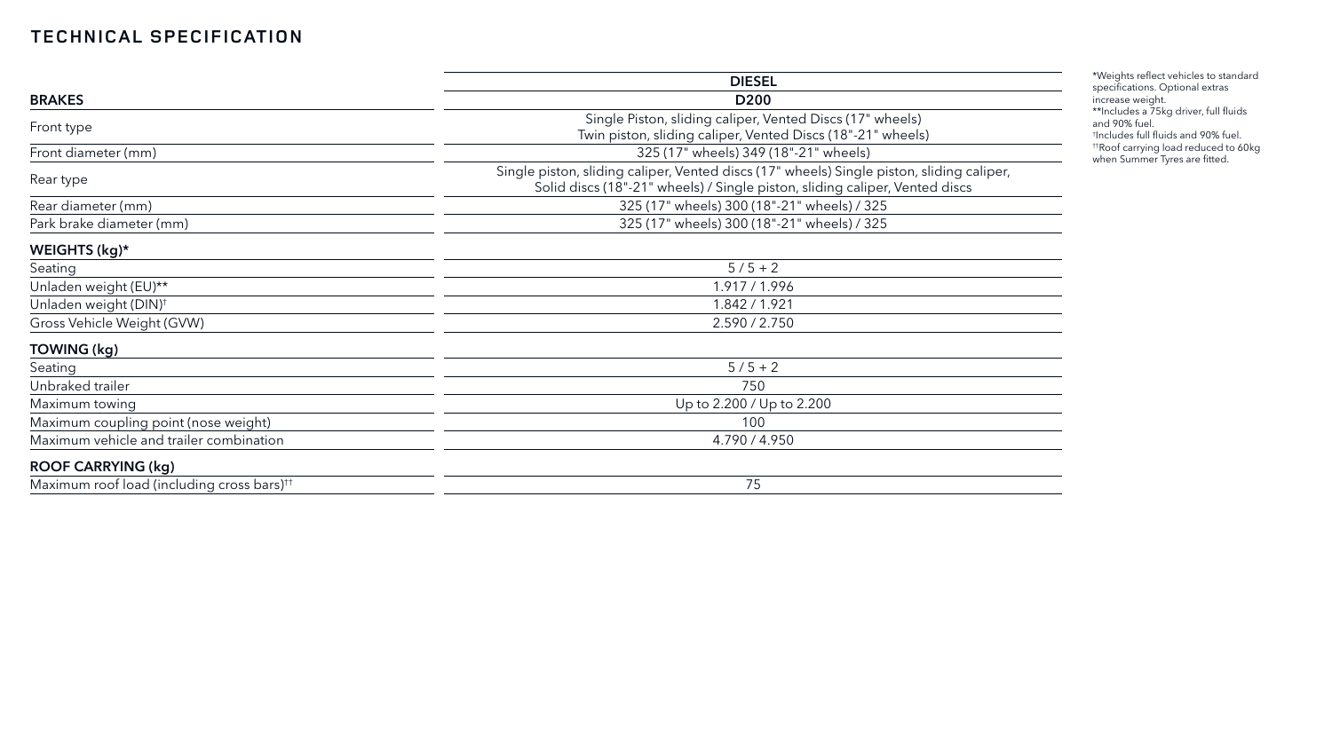# TECHNICAL SPECIFICATION

| | DIESEL |
|---|---|
| **BRAKES** | **D200** |
| Front type | Single Piston, sliding caliper, Vented Discs (17" wheels) Twin piston, sliding caliper, Vented Discs (18"-21" wheels) |
| Front diameter (mm) | 325 (17" wheels) 349 (18"-21" wheels) |
| Rear type | Single piston, sliding caliper, Vented discs (17" wheels) Single piston, sliding caliper, Solid discs (18"-21" wheels) / Single piston, sliding caliper, Vented discs |
| Rear diameter (mm) | 325 (17" wheels) 300 (18"-21" wheels) / 325 |
| Park brake diameter (mm) | 325 (17" wheels) 300 (18"-21" wheels) / 325 |
| **WEIGHTS (kg)*** | |
| Seating | 5 / 5 + 2 |
| Unladen weight (EU)** | 1.917 / 1.996 |
| Unladen weight (DIN)† | 1.842 / 1.921 |
| Gross Vehicle Weight (GVW) | 2.590 / 2.750 |
| **TOWING (kg)** | |
| Seating | 5 / 5 + 2 |
| Unbraked trailer | 750 |
| Maximum towing | Up to 2.200 / Up to 2.200 |
| Maximum coupling point (nose weight) | 100 |
| Maximum vehicle and trailer combination | 4.790 / 4.950 |
| **ROOF CARRYING (kg)** | |
| Maximum roof load (including cross bars)†† | 75 |

*Weights reflect vehicles to standard specifications. Optional extras increase weight.
**Includes a 75kg driver, full fluids and 90% fuel.
†Includes full fluids and 90% fuel.
††Roof carrying load reduced to 60kg when Summer Tyres are fitted.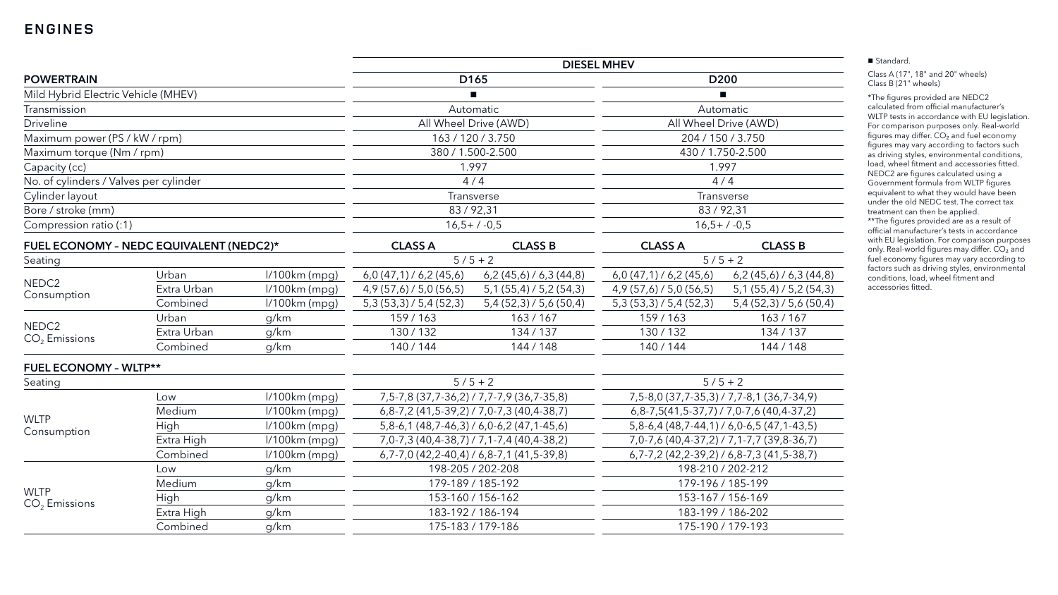# ENGINES

| | | | DIESEL MHEV | | | |
|---|---|---|---|---|---|---|
| **POWERTRAIN** | | | D165 | | D200 | |
| Mild Hybrid Electric Vehicle (MHEV) | | | ■ | | ■ | |
| Transmission | | | Automatic | | Automatic | |
| Driveline | | | All Wheel Drive (AWD) | | All Wheel Drive (AWD) | |
| Maximum power (PS / kW / rpm) | | | 163 / 120 / 3.750 | | 204 / 150 / 3.750 | |
| Maximum torque (Nm / rpm) | | | 380 / 1.500-2.500 | | 430 / 1.750-2.500 | |
| Capacity (cc) | | | 1.997 | | 1.997 | |
| No. of cylinders / Valves per cylinder | | | 4 / 4 | | 4 / 4 | |
| Cylinder layout | | | Transverse | | Transverse | |
| Bore / stroke (mm) | | | 83 / 92,31 | | 83 / 92,31 | |
| Compression ratio (:1) | | | 16,5+ / -0,5 | | 16,5+ / -0,5 | |
| **FUEL ECONOMY – NEDC EQUIVALENT (NEDC2)*** | | | **CLASS A** | **CLASS B** | **CLASS A** | **CLASS B** |
| Seating | | | 5 / 5 + 2 | | 5 / 5 + 2 | |
| NEDC2 Consumption | Urban | l/100km (mpg) | 6,0 (47,1) / 6,2 (45,6) | 6,2 (45,6) / 6,3 (44,8) | 6,0 (47,1) / 6,2 (45,6) | 6,2 (45,6) / 6,3 (44,8) |
| | Extra Urban | l/100km (mpg) | 4,9 (57,6) / 5,0 (56,5) | 5,1 (55,4) / 5,2 (54,3) | 4,9 (57,6) / 5,0 (56,5) | 5,1 (55,4) / 5,2 (54,3) |
| | Combined | l/100km (mpg) | 5,3 (53,3) / 5,4 (52,3) | 5,4 (52,3) / 5,6 (50,4) | 5,3 (53,3) / 5,4 (52,3) | 5,4 (52,3) / 5,6 (50,4) |
| NEDC2 $CO_2$ Emissions | Urban | g/km | 159 / 163 | 163 / 167 | 159 / 163 | 163 / 167 |
| | Extra Urban | g/km | 130 / 132 | 134 / 137 | 130 / 132 | 134 / 137 |
| | Combined | g/km | 140 / 144 | 144 / 148 | 140 / 144 | 144 / 148 |
| **FUEL ECONOMY – WLTP**** | | | | | | |
| Seating | | | 5 / 5 + 2 | | 5 / 5 + 2 | |
| WLTP Consumption | Low | l/100km (mpg) | 7,5-7,8 (37,7-36,2) / 7,7-7,9 (36,7-35,8) | | 7,5-8,0 (37,7-35,3) / 7,7-8,1 (36,7-34,9) | |
| | Medium | l/100km (mpg) | 6,8-7,2 (41,5-39,2) / 7,0-7,3 (40,4-38,7) | | 6,8-7,5(41,5-37,7) / 7,0-7,6 (40,4-37,2) | |
| | High | l/100km (mpg) | 5,8-6,1 (48,7-46,3) / 6,0-6,2 (47,1-45,6) | | 5,8-6,4 (48,7-44,1) / 6,0-6,5 (47,1-43,5) | |
| | Extra High | l/100km (mpg) | 7,0-7,3 (40,4-38,7) / 7,1-7,4 (40,4-38,2) | | 7,0-7,6 (40,4-37,2) / 7,1-7,7 (39,8-36,7) | |
| | Combined | l/100km (mpg) | 6,7-7,0 (42,2-40,4) / 6,8-7,1 (41,5-39,8) | | 6,7-7,2 (42,2-39,2) / 6,8-7,3 (41,5-38,7) | |
| WLTP $CO_2$ Emissions | Low | g/km | 198-205 / 202-208 | | 198-210 / 202-212 | |
| | Medium | g/km | 179-189 / 185-192 | | 179-196 / 185-199 | |
| | High | g/km | 153-160 / 156-162 | | 153-167 / 156-169 | |
| | Extra High | g/km | 183-192 / 186-194 | | 183-199 / 186-202 | |
| | Combined | g/km | 175-183 / 179-186 | | 175-190 / 179-193 | |

■ Standard.

Class A (17", 18" and 20" wheels)
Class B (21" wheels)

*The figures provided are NEDC2 calculated from official manufacturer's WLTP tests in accordance with EU legislation. For comparison purposes only. Real-world figures may differ. $CO_2$ and fuel economy figures may vary according to factors such as driving styles, environmental conditions, load, wheel fitment and accessories fitted. NEDC2 are figures calculated using a Government formula from WLTP figures equivalent to what they would have been under the old NEDC test. The correct tax treatment can then be applied.

**The figures provided are as a result of official manufacturer's tests in accordance with EU legislation. For comparison purposes only. Real-world figures may differ. $CO_2$ and fuel economy figures may vary according to factors such as driving styles, environmental conditions, load, wheel fitment and accessories fitted.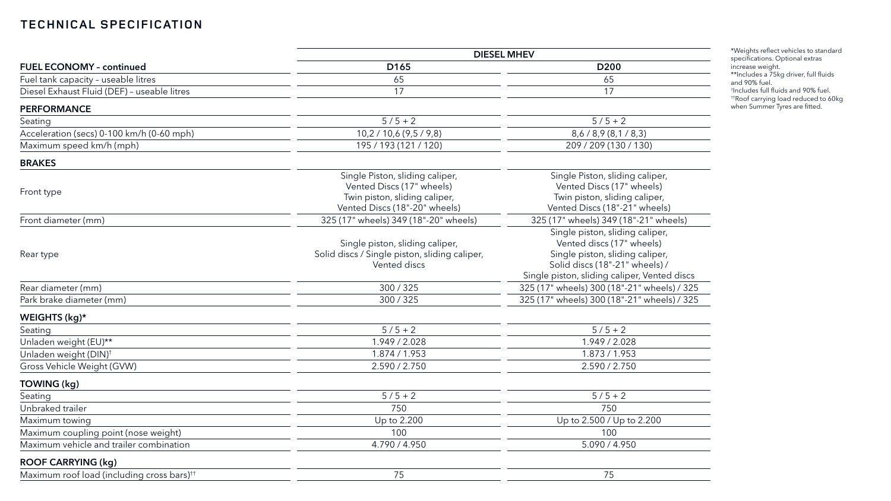## TECHNICAL SPECIFICATION

| | DIESEL MHEV | |
|---|---|---|
| **FUEL ECONOMY – continued** | **D165** | **D200** |
| Fuel tank capacity – useable litres | 65 | 65 |
| Diesel Exhaust Fluid (DEF) – useable litres | 17 | 17 |
| **PERFORMANCE** | | |
| Seating | 5 / 5 + 2 | 5 / 5 + 2 |
| Acceleration (secs) 0-100 km/h (0-60 mph) | 10,2 / 10,6 (9,5 / 9,8) | 8,6 / 8,9 (8,1 / 8,3) |
| Maximum speed km/h (mph) | 195 / 193 (121 / 120) | 209 / 209 (130 / 130) |
| **BRAKES** | | |
| Front type | Single Piston, sliding caliper, Vented Discs (17" wheels) Twin piston, sliding caliper, Vented Discs (18"-20" wheels) | Single Piston, sliding caliper, Vented Discs (17" wheels) Twin piston, sliding caliper, Vented Discs (18"-21" wheels) |
| Front diameter (mm) | 325 (17" wheels) 349 (18"-20" wheels) | 325 (17" wheels) 349 (18"-21" wheels) |
| Rear type | Single piston, sliding caliper, Solid discs / Single piston, sliding caliper, Vented discs | Single piston, sliding caliper, Vented discs (17" wheels) Single piston, sliding caliper, Solid discs (18"-21" wheels) / Single piston, sliding caliper, Vented discs |
| Rear diameter (mm) | 300 / 325 | 325 (17" wheels) 300 (18"-21" wheels) / 325 |
| Park brake diameter (mm) | 300 / 325 | 325 (17" wheels) 300 (18"-21" wheels) / 325 |
| **WEIGHTS (kg)*** | | |
| Seating | 5 / 5 + 2 | 5 / 5 + 2 |
| Unladen weight (EU)** | 1.949 / 2.028 | 1.949 / 2.028 |
| Unladen weight (DIN)† | 1.874 / 1.953 | 1.873 / 1.953 |
| Gross Vehicle Weight (GVW) | 2.590 / 2.750 | 2.590 / 2.750 |
| **TOWING (kg)** | | |
| Seating | 5 / 5 + 2 | 5 / 5 + 2 |
| Unbraked trailer | 750 | 750 |
| Maximum towing | Up to 2.200 | Up to 2.500 / Up to 2.200 |
| Maximum coupling point (nose weight) | 100 | 100 |
| Maximum vehicle and trailer combination | 4.790 / 4.950 | 5.090 / 4.950 |
| **ROOF CARRYING (kg)** | | |
| Maximum roof load (including cross bars)†† | 75 | 75 |

*Weights reflect vehicles to standard specifications. Optional extras increase weight.
**Includes a 75kg driver, full fluids and 90% fuel.
†Includes full fluids and 90% fuel.
††Roof carrying load reduced to 60kg when Summer Tyres are fitted.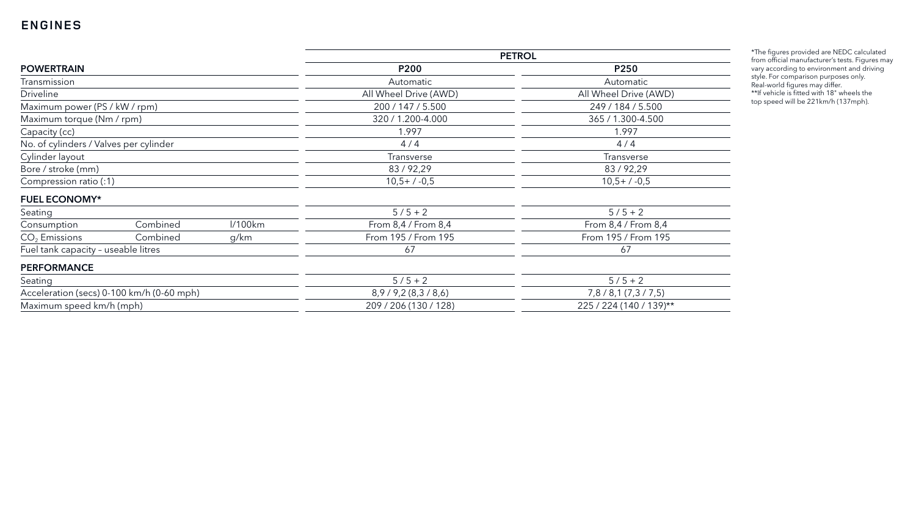## ENGINES

| | | | PETROL | |
|---|---|---|---|---|
| **POWERTRAIN** | | | **P200** | **P250** |
| Transmission | | | Automatic | Automatic |
| Driveline | | | All Wheel Drive (AWD) | All Wheel Drive (AWD) |
| Maximum power (PS / kW / rpm) | | | 200 / 147 / 5.500 | 249 / 184 / 5.500 |
| Maximum torque (Nm / rpm) | | | 320 / 1.200-4.000 | 365 / 1.300-4.500 |
| Capacity (cc) | | | 1.997 | 1.997 |
| No. of cylinders / Valves per cylinder | | | 4 / 4 | 4 / 4 |
| Cylinder layout | | | Transverse | Transverse |
| Bore / stroke (mm) | | | 83 / 92,29 | 83 / 92,29 |
| Compression ratio (:1) | | | 10,5+ / -0,5 | 10,5+ / -0,5 |
| **FUEL ECONOMY*** | | | | |
| Seating | | | 5 / 5 + 2 | 5 / 5 + 2 |
| Consumption | Combined | l/100km | From 8,4 / From 8,4 | From 8,4 / From 8,4 |
| $CO_2$ Emissions | Combined | g/km | From 195 / From 195 | From 195 / From 195 |
| Fuel tank capacity – useable litres | | | 67 | 67 |
| **PERFORMANCE** | | | | |
| Seating | | | 5 / 5 + 2 | 5 / 5 + 2 |
| Acceleration (secs) 0-100 km/h (0-60 mph) | | | 8,9 / 9,2 (8,3 / 8,6) | 7,8 / 8,1 (7,3 / 7,5) |
| Maximum speed km/h (mph) | | | 209 / 206 (130 / 128) | 225 / 224 (140 / 139)** |

*The figures provided are NEDC calculated from official manufacturer's tests. Figures may vary according to environment and driving style. For comparison purposes only. Real-world figures may differ.
**If vehicle is fitted with 18" wheels the top speed will be 221km/h (137mph).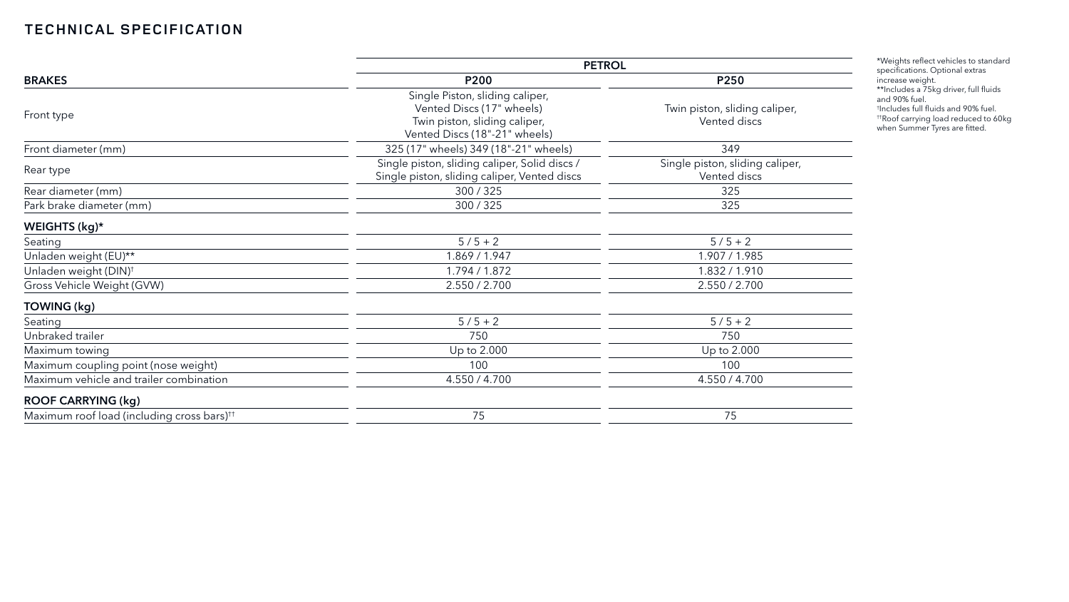## TECHNICAL SPECIFICATION

| | PETROL | |
|---|---|---|
| **BRAKES** | **P200** | **P250** |
| Front type | Single Piston, sliding caliper, Vented Discs (17" wheels) Twin piston, sliding caliper, Vented Discs (18"-21" wheels) | Twin piston, sliding caliper, Vented discs |
| Front diameter (mm) | 325 (17" wheels) 349 (18"-21" wheels) | 349 |
| Rear type | Single piston, sliding caliper, Solid discs / Single piston, sliding caliper, Vented discs | Single piston, sliding caliper, Vented discs |
| Rear diameter (mm) | 300 / 325 | 325 |
| Park brake diameter (mm) | 300 / 325 | 325 |
| **WEIGHTS (kg)*** | | |
| Seating | 5 / 5 + 2 | 5 / 5 + 2 |
| Unladen weight (EU)** | 1.869 / 1.947 | 1.907 / 1.985 |
| Unladen weight (DIN)† | 1.794 / 1.872 | 1.832 / 1.910 |
| Gross Vehicle Weight (GVW) | 2.550 / 2.700 | 2.550 / 2.700 |
| **TOWING (kg)** | | |
| Seating | 5 / 5 + 2 | 5 / 5 + 2 |
| Unbraked trailer | 750 | 750 |
| Maximum towing | Up to 2.000 | Up to 2.000 |
| Maximum coupling point (nose weight) | 100 | 100 |
| Maximum vehicle and trailer combination | 4.550 / 4.700 | 4.550 / 4.700 |
| **ROOF CARRYING (kg)** | | |
| Maximum roof load (including cross bars)†† | 75 | 75 |

*Weights reflect vehicles to standard specifications. Optional extras increase weight.
**Includes a 75kg driver, full fluids and 90% fuel.
†Includes full fluids and 90% fuel.
††Roof carrying load reduced to 60kg when Summer Tyres are fitted.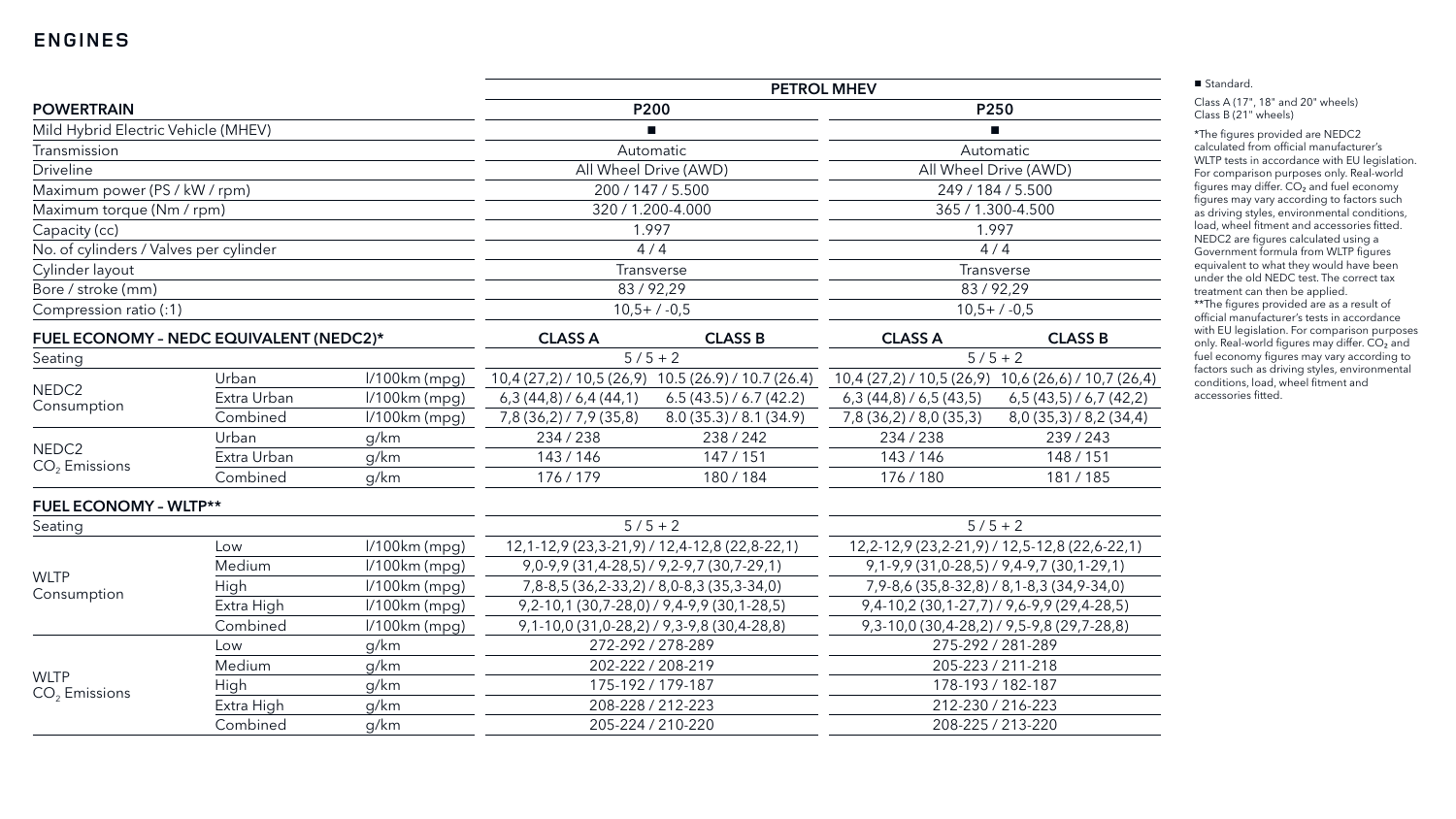# ENGINES

| | | | PETROL MHEV | | | |
|---|---|---|---|---|---|---|
| **POWERTRAIN** | | | **P200** | | **P250** | |
| Mild Hybrid Electric Vehicle (MHEV) | | | ■ | | ■ | |
| Transmission | | | Automatic | | Automatic | |
| Driveline | | | All Wheel Drive (AWD) | | All Wheel Drive (AWD) | |
| Maximum power (PS / kW / rpm) | | | 200 / 147 / 5.500 | | 249 / 184 / 5.500 | |
| Maximum torque (Nm / rpm) | | | 320 / 1.200-4.000 | | 365 / 1.300-4.500 | |
| Capacity (cc) | | | 1.997 | | 1.997 | |
| No. of cylinders / Valves per cylinder | | | 4 / 4 | | 4 / 4 | |
| Cylinder layout | | | Transverse | | Transverse | |
| Bore / stroke (mm) | | | 83 / 92,29 | | 83 / 92,29 | |
| Compression ratio (:1) | | | 10,5+ / -0,5 | | 10,5+ / -0,5 | |
| **FUEL ECONOMY – NEDC EQUIVALENT (NEDC2)*** | | | **CLASS A** | **CLASS B** | **CLASS A** | **CLASS B** |
| Seating | | | 5 / 5 + 2 | | 5 / 5 + 2 | |
| NEDC2 Consumption | Urban | l/100km (mpg) | 10,4 (27,2) / 10,5 (26,9) | 10.5 (26.9) / 10.7 (26.4) | 10,4 (27,2) / 10,5 (26,9) | 10,6 (26,6) / 10,7 (26,4) |
| | Extra Urban | l/100km (mpg) | 6,3 (44,8) / 6,4 (44,1) | 6.5 (43.5) / 6.7 (42.2) | 6,3 (44,8) / 6,5 (43,5) | 6,5 (43,5) / 6,7 (42,2) |
| | Combined | l/100km (mpg) | 7,8 (36,2) / 7,9 (35,8) | 8.0 (35.3) / 8.1 (34.9) | 7,8 (36,2) / 8,0 (35,3) | 8,0 (35,3) / 8,2 (34,4) |
| NEDC2 $CO_2$ Emissions | Urban | g/km | 234 / 238 | 238 / 242 | 234 / 238 | 239 / 243 |
| | Extra Urban | g/km | 143 / 146 | 147 / 151 | 143 / 146 | 148 / 151 |
| | Combined | g/km | 176 / 179 | 180 / 184 | 176 / 180 | 181 / 185 |
| **FUEL ECONOMY – WLTP**** | | | | | | |
| Seating | | | 5 / 5 + 2 | | 5 / 5 + 2 | |
| WLTP Consumption | Low | l/100km (mpg) | 12,1-12,9 (23,3-21,9) / 12,4-12,8 (22,8-22,1) | | 12,2-12,9 (23,2-21,9) / 12,5-12,8 (22,6-22,1) | |
| | Medium | l/100km (mpg) | 9,0-9,9 (31,4-28,5) / 9,2-9,7 (30,7-29,1) | | 9,1-9,9 (31,0-28,5) / 9,4-9,7 (30,1-29,1) | |
| | High | l/100km (mpg) | 7,8-8,5 (36,2-33,2) / 8,0-8,3 (35,3-34,0) | | 7,9-8,6 (35,8-32,8) / 8,1-8,3 (34,9-34,0) | |
| | Extra High | l/100km (mpg) | 9,2-10,1 (30,7-28,0) / 9,4-9,9 (30,1-28,5) | | 9,4-10,2 (30,1-27,7) / 9,6-9,9 (29,4-28,5) | |
| | Combined | l/100km (mpg) | 9,1-10,0 (31,0-28,2) / 9,3-9,8 (30,4-28,8) | | 9,3-10,0 (30,4-28,2) / 9,5-9,8 (29,7-28,8) | |
| WLTP $CO_2$ Emissions | Low | g/km | 272-292 / 278-289 | | 275-292 / 281-289 | |
| | Medium | g/km | 202-222 / 208-219 | | 205-223 / 211-218 | |
| | High | g/km | 175-192 / 179-187 | | 178-193 / 182-187 | |
| | Extra High | g/km | 208-228 / 212-223 | | 212-230 / 216-223 | |
| | Combined | g/km | 205-224 / 210-220 | | 208-225 / 213-220 | |

■ Standard.

Class A (17", 18" and 20" wheels)
Class B (21" wheels)

*The figures provided are NEDC2 calculated from official manufacturer's WLTP tests in accordance with EU legislation. For comparison purposes only. Real-world figures may differ. $CO_2$ and fuel economy figures may vary according to factors such as driving styles, environmental conditions, load, wheel fitment and accessories fitted. NEDC2 are figures calculated using a Government formula from WLTP figures equivalent to what they would have been under the old NEDC test. The correct tax treatment can then be applied.

**The figures provided are as a result of official manufacturer's tests in accordance with EU legislation. For comparison purposes only. Real-world figures may differ. $CO_2$ and fuel economy figures may vary according to factors such as driving styles, environmental conditions, load, wheel fitment and accessories fitted.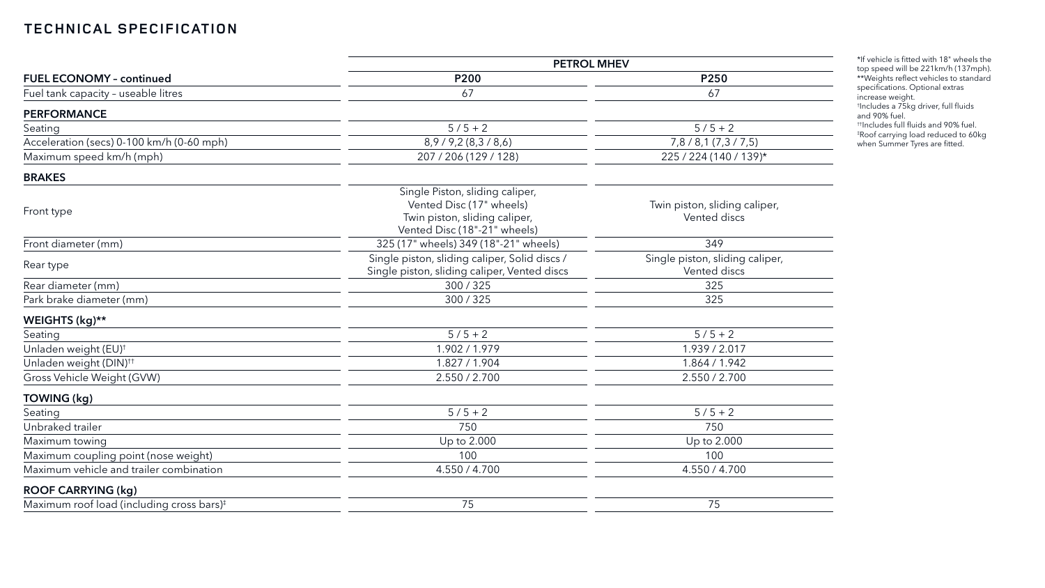# TECHNICAL SPECIFICATION

| | PETROL MHEV | |
|---|---|---|
| **FUEL ECONOMY – continued** | **P200** | **P250** |
| Fuel tank capacity – useable litres | 67 | 67 |
| **PERFORMANCE** | | |
| Seating | 5 / 5 + 2 | 5 / 5 + 2 |
| Acceleration (secs) 0-100 km/h (0-60 mph) | 8,9 / 9,2 (8,3 / 8,6) | 7,8 / 8,1 (7,3 / 7,5) |
| Maximum speed km/h (mph) | 207 / 206 (129 / 128) | 225 / 224 (140 / 139)* |
| **BRAKES** | | |
| Front type | Single Piston, sliding caliper, Vented Disc (17" wheels) Twin piston, sliding caliper, Vented Disc (18"-21" wheels) | Twin piston, sliding caliper, Vented discs |
| Front diameter (mm) | 325 (17" wheels) 349 (18"-21" wheels) | 349 |
| Rear type | Single piston, sliding caliper, Solid discs / Single piston, sliding caliper, Vented discs | Single piston, sliding caliper, Vented discs |
| Rear diameter (mm) | 300 / 325 | 325 |
| Park brake diameter (mm) | 300 / 325 | 325 |
| **WEIGHTS (kg)**** | | |
| Seating | 5 / 5 + 2 | 5 / 5 + 2 |
| Unladen weight (EU)† | 1.902 / 1.979 | 1.939 / 2.017 |
| Unladen weight (DIN)†† | 1.827 / 1.904 | 1.864 / 1.942 |
| Gross Vehicle Weight (GVW) | 2.550 / 2.700 | 2.550 / 2.700 |
| **TOWING (kg)** | | |
| Seating | 5 / 5 + 2 | 5 / 5 + 2 |
| Unbraked trailer | 750 | 750 |
| Maximum towing | Up to 2.000 | Up to 2.000 |
| Maximum coupling point (nose weight) | 100 | 100 |
| Maximum vehicle and trailer combination | 4.550 / 4.700 | 4.550 / 4.700 |
| **ROOF CARRYING (kg)** | | |
| Maximum roof load (including cross bars)‡ | 75 | 75 |

*If vehicle is fitted with 18" wheels the top speed will be 221km/h (137mph).
**Weights reflect vehicles to standard specifications. Optional extras increase weight.
†Includes a 75kg driver, full fluids and 90% fuel.
††Includes full fluids and 90% fuel.
‡Roof carrying load reduced to 60kg when Summer Tyres are fitted.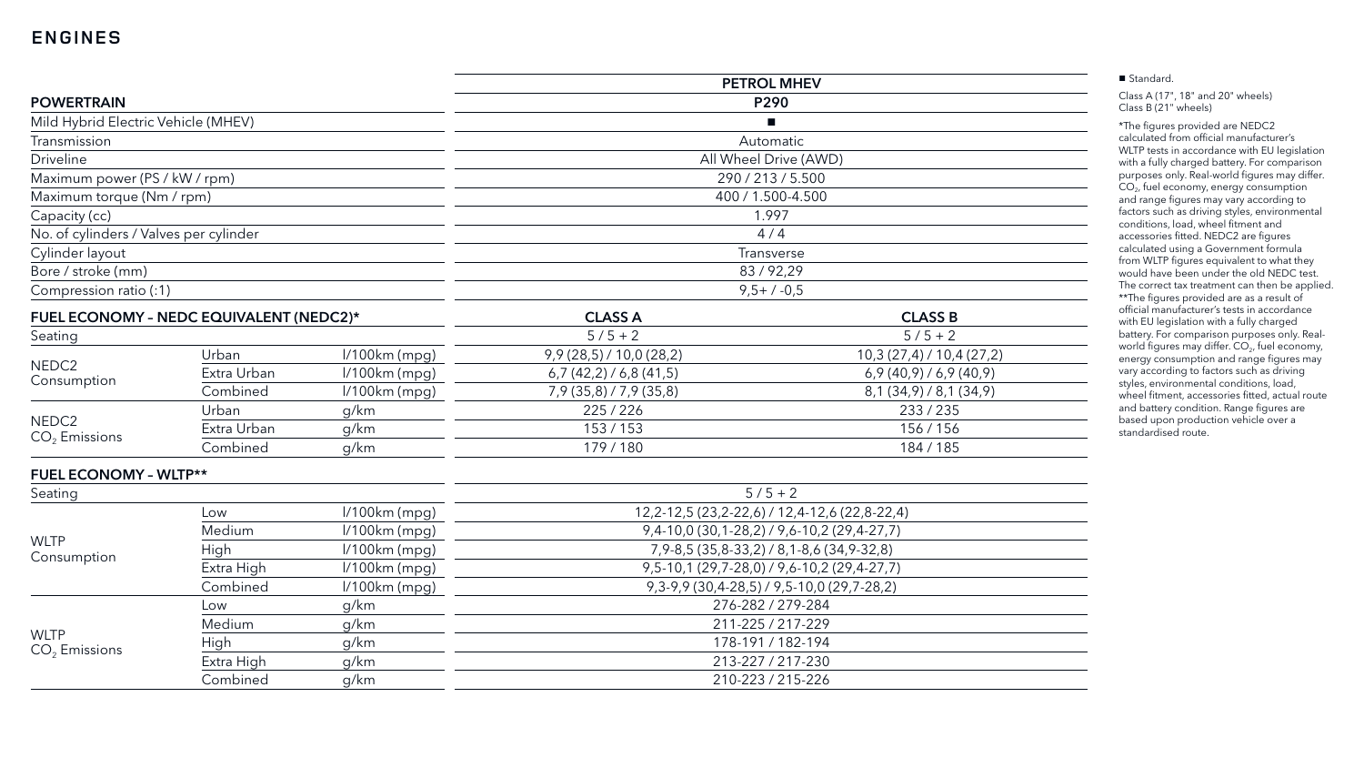# ENGINES

| POWERTRAIN | | | PETROL MHEV | |
|---|---|---|---|---|
| | | | P290 | |
| Mild Hybrid Electric Vehicle (MHEV) | | | ■ | |
| Transmission | | | Automatic | |
| Driveline | | | All Wheel Drive (AWD) | |
| Maximum power (PS / kW / rpm) | | | 290 / 213 / 5.500 | |
| Maximum torque (Nm / rpm) | | | 400 / 1.500-4.500 | |
| Capacity (cc) | | | 1.997 | |
| No. of cylinders / Valves per cylinder | | | 4 / 4 | |
| Cylinder layout | | | Transverse | |
| Bore / stroke (mm) | | | 83 / 92,29 | |
| Compression ratio (:1) | | | 9,5+ / -0,5 | |
| **FUEL ECONOMY – NEDC EQUIVALENT (NEDC2)*** | | | **CLASS A** | **CLASS B** |
| Seating | | | 5 / 5 + 2 | 5 / 5 + 2 |
| NEDC2 Consumption | Urban | l/100km (mpg) | 9,9 (28,5) / 10,0 (28,2) | 10,3 (27,4) / 10,4 (27,2) |
| | Extra Urban | l/100km (mpg) | 6,7 (42,2) / 6,8 (41,5) | 6,9 (40,9) / 6,9 (40,9) |
| | Combined | l/100km (mpg) | 7,9 (35,8) / 7,9 (35,8) | 8,1 (34,9) / 8,1 (34,9) |
| NEDC2 $CO_2$ Emissions | Urban | g/km | 225 / 226 | 233 / 235 |
| | Extra Urban | g/km | 153 / 153 | 156 / 156 |
| | Combined | g/km | 179 / 180 | 184 / 185 |
| **FUEL ECONOMY – WLTP**** | | | | |
| Seating | | | 5 / 5 + 2 | |
| WLTP Consumption | Low | l/100km (mpg) | 12,2-12,5 (23,2-22,6) / 12,4-12,6 (22,8-22,4) | |
| | Medium | l/100km (mpg) | 9,4-10,0 (30,1-28,2) / 9,6-10,2 (29,4-27,7) | |
| | High | l/100km (mpg) | 7,9-8,5 (35,8-33,2) / 8,1-8,6 (34,9-32,8) | |
| | Extra High | l/100km (mpg) | 9,5-10,1 (29,7-28,0) / 9,6-10,2 (29,4-27,7) | |
| | Combined | l/100km (mpg) | 9,3-9,9 (30,4-28,5) / 9,5-10,0 (29,7-28,2) | |
| WLTP $CO_2$ Emissions | Low | g/km | 276-282 / 279-284 | |
| | Medium | g/km | 211-225 / 217-229 | |
| | High | g/km | 178-191 / 182-194 | |
| | Extra High | g/km | 213-227 / 217-230 | |
| | Combined | g/km | 210-223 / 215-226 | |

■ Standard.

Class A (17", 18" and 20" wheels)
Class B (21" wheels)

*The figures provided are NEDC2 calculated from official manufacturer's WLTP tests in accordance with EU legislation with a fully charged battery. For comparison purposes only. Real-world figures may differ. $CO_2$, fuel economy, energy consumption and range figures may vary according to factors such as driving styles, environmental conditions, load, wheel fitment and accessories fitted. NEDC2 are figures calculated using a Government formula from WLTP figures equivalent to what they would have been under the old NEDC test. The correct tax treatment can then be applied.
**The figures provided are as a result of official manufacturer's tests in accordance with EU legislation with a fully charged battery. For comparison purposes only. Real-world figures may differ. $CO_2$, fuel economy, energy consumption and range figures may vary according to factors such as driving styles, environmental conditions, load, wheel fitment, accessories fitted, actual route and battery condition. Range figures are based upon production vehicle over a standardised route.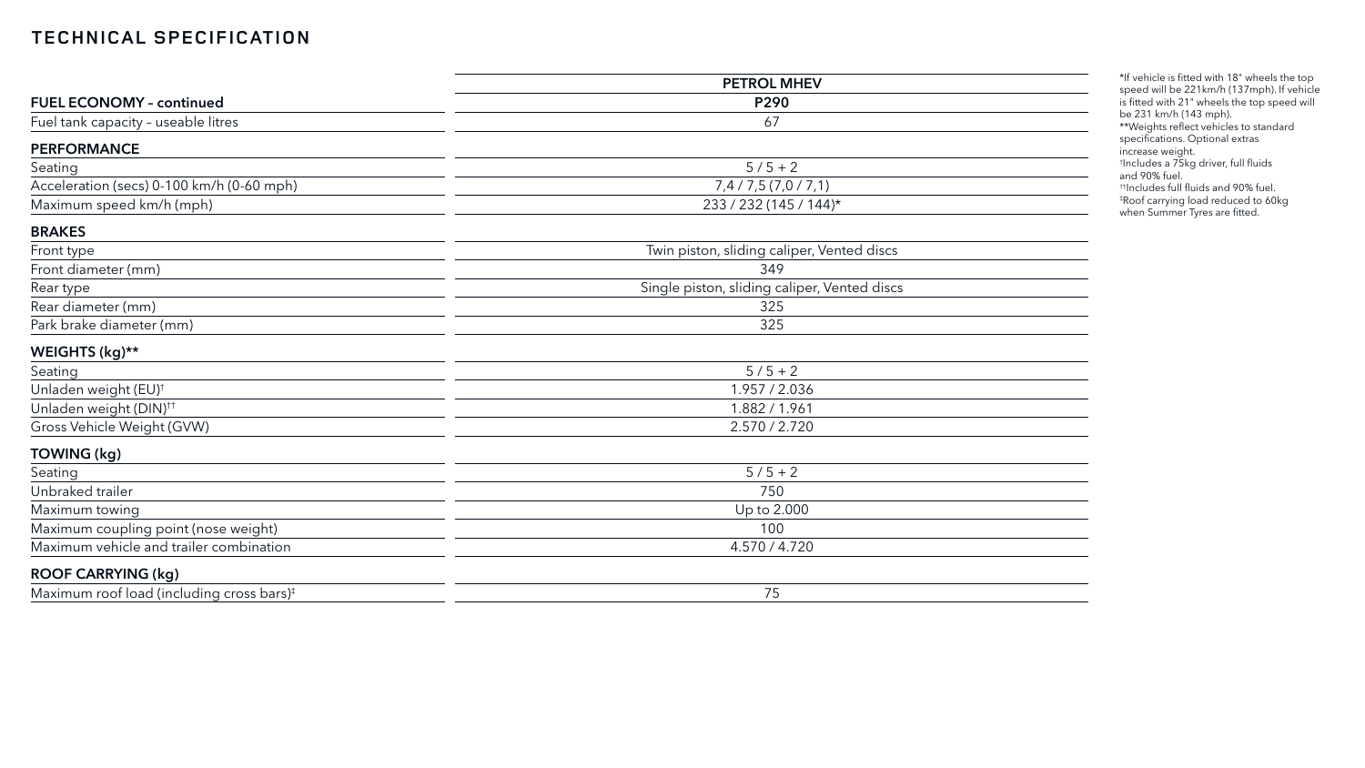# TECHNICAL SPECIFICATION

| | PETROL MHEV |
|---|---|
| **FUEL ECONOMY – continued** | **P290** |
| Fuel tank capacity – useable litres | 67 |
| **PERFORMANCE** | |
| Seating | 5 / 5 + 2 |
| Acceleration (secs) 0-100 km/h (0-60 mph) | 7,4 / 7,5 (7,0 / 7,1) |
| Maximum speed km/h (mph) | 233 / 232 (145 / 144)* |
| **BRAKES** | |
| Front type | Twin piston, sliding caliper, Vented discs |
| Front diameter (mm) | 349 |
| Rear type | Single piston, sliding caliper, Vented discs |
| Rear diameter (mm) | 325 |
| Park brake diameter (mm) | 325 |
| **WEIGHTS (kg)**** | |
| Seating | 5 / 5 + 2 |
| Unladen weight (EU)† | 1.957 / 2.036 |
| Unladen weight (DIN)†† | 1.882 / 1.961 |
| Gross Vehicle Weight (GVW) | 2.570 / 2.720 |
| **TOWING (kg)** | |
| Seating | 5 / 5 + 2 |
| Unbraked trailer | 750 |
| Maximum towing | Up to 2.000 |
| Maximum coupling point (nose weight) | 100 |
| Maximum vehicle and trailer combination | 4.570 / 4.720 |
| **ROOF CARRYING (kg)** | |
| Maximum roof load (including cross bars)‡ | 75 |

*If vehicle is fitted with 18" wheels the top speed will be 221km/h (137mph). If vehicle is fitted with 21" wheels the top speed will be 231 km/h (143 mph).
**Weights reflect vehicles to standard specifications. Optional extras increase weight.
†Includes a 75kg driver, full fluids and 90% fuel.
††Includes full fluids and 90% fuel.
‡Roof carrying load reduced to 60kg when Summer Tyres are fitted.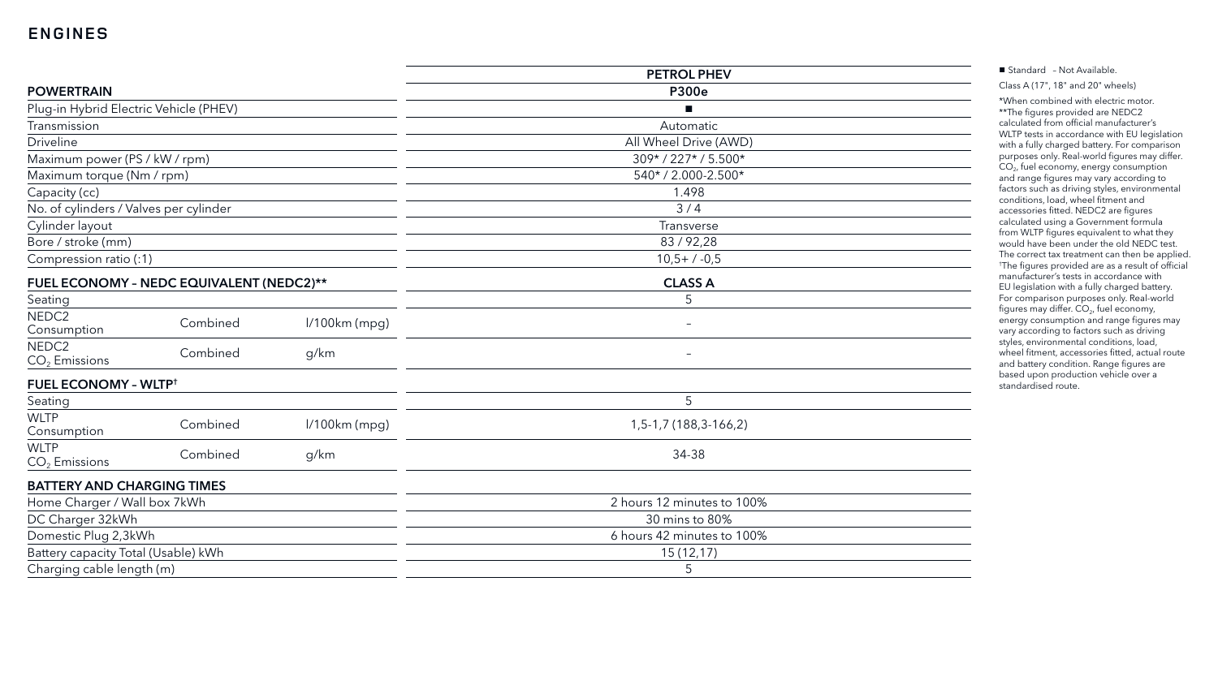# ENGINES

| | | | PETROL PHEV |
|---|---|---|---|
| **POWERTRAIN** | | | **P300e** |
| Plug-in Hybrid Electric Vehicle (PHEV) | | | ■ |
| Transmission | | | Automatic |
| Driveline | | | All Wheel Drive (AWD) |
| Maximum power (PS / kW / rpm) | | | 309* / 227* / 5.500* |
| Maximum torque (Nm / rpm) | | | 540* / 2.000-2.500* |
| Capacity (cc) | | | 1.498 |
| No. of cylinders / Valves per cylinder | | | 3 / 4 |
| Cylinder layout | | | Transverse |
| Bore / stroke (mm) | | | 83 / 92,28 |
| Compression ratio (:1) | | | 10,5+ / -0,5 |
| **FUEL ECONOMY – NEDC EQUIVALENT (NEDC2)**** | | | **CLASS A** |
| Seating | | | 5 |
| NEDC2 Consumption | Combined | l/100km (mpg) | – |
| NEDC2 $CO_2$ Emissions | Combined | g/km | – |
| **FUEL ECONOMY – WLTP†** | | | |
| Seating | | | 5 |
| WLTP Consumption | Combined | l/100km (mpg) | 1,5-1,7 (188,3-166,2) |
| WLTP $CO_2$ Emissions | Combined | g/km | 34-38 |
| **BATTERY AND CHARGING TIMES** | | | |
| Home Charger / Wall box 7kWh | | | 2 hours 12 minutes to 100% |
| DC Charger 32kWh | | | 30 mins to 80% |
| Domestic Plug 2,3kWh | | | 6 hours 42 minutes to 100% |
| Battery capacity Total (Usable) kWh | | | 15 (12,17) |
| Charging cable length (m) | | | 5 |

■ Standard – Not Available.

Class A (17", 18" and 20" wheels)

*When combined with electric motor.

**The figures provided are NEDC2 calculated from official manufacturer's WLTP tests in accordance with EU legislation with a fully charged battery. For comparison purposes only. Real-world figures may differ. $CO_2$, fuel economy, energy consumption and range figures may vary according to factors such as driving styles, environmental conditions, load, wheel fitment and accessories fitted. NEDC2 are figures calculated using a Government formula from WLTP figures equivalent to what they would have been under the old NEDC test. The correct tax treatment can then be applied.

†The figures provided are as a result of official manufacturer's tests in accordance with EU legislation with a fully charged battery. For comparison purposes only. Real-world figures may differ. $CO_2$, fuel economy, energy consumption and range figures may vary according to factors such as driving styles, environmental conditions, load, wheel fitment, accessories fitted, actual route and battery condition. Range figures are based upon production vehicle over a standardised route.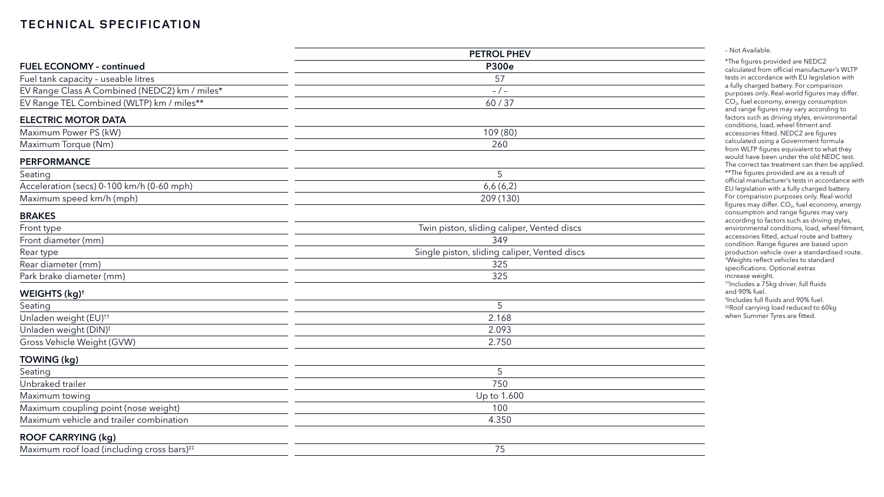# TECHNICAL SPECIFICATION

| | PETROL PHEV |
|---|---|
| **FUEL ECONOMY – continued** | **P300e** |
| Fuel tank capacity – useable litres | 57 |
| EV Range Class A Combined (NEDC2) km / miles* | – / – |
| EV Range TEL Combined (WLTP) km / miles** | 60 / 37 |
| **ELECTRIC MOTOR DATA** | |
| Maximum Power PS (kW) | 109 (80) |
| Maximum Torque (Nm) | 260 |
| **PERFORMANCE** | |
| Seating | 5 |
| Acceleration (secs) 0-100 km/h (0-60 mph) | 6,6 (6,2) |
| Maximum speed km/h (mph) | 209 (130) |
| **BRAKES** | |
| Front type | Twin piston, sliding caliper, Vented discs |
| Front diameter (mm) | 349 |
| Rear type | Single piston, sliding caliper, Vented discs |
| Rear diameter (mm) | 325 |
| Park brake diameter (mm) | 325 |
| **WEIGHTS (kg)†** | |
| Seating | 5 |
| Unladen weight (EU)†† | 2.168 |
| Unladen weight (DIN)‡ | 2.093 |
| Gross Vehicle Weight (GVW) | 2.750 |
| **TOWING (kg)** | |
| Seating | 5 |
| Unbraked trailer | 750 |
| Maximum towing | Up to 1.600 |
| Maximum coupling point (nose weight) | 100 |
| Maximum vehicle and trailer combination | 4.350 |
| **ROOF CARRYING (kg)** | |
| Maximum roof load (including cross bars)‡‡ | 75 |

– Not Available.

*The figures provided are NEDC2 calculated from official manufacturer's WLTP tests in accordance with EU legislation with a fully charged battery. For comparison purposes only. Real-world figures may differ. $CO_2$, fuel economy, energy consumption and range figures may vary according to factors such as driving styles, environmental conditions, load, wheel fitment and accessories fitted. NEDC2 are figures calculated using a Government formula from WLTP figures equivalent to what they would have been under the old NEDC test. The correct tax treatment can then be applied.

**The figures provided are as a result of official manufacturer's tests in accordance with EU legislation with a fully charged battery. For comparison purposes only. Real-world figures may differ. $CO_2$, fuel economy, energy consumption and range figures may vary according to factors such as driving styles, environmental conditions, load, wheel fitment, accessories fitted, actual route and battery condition. Range figures are based upon production vehicle over a standardised route.

†Weights reflect vehicles to standard specifications. Optional extras increase weight.

††Includes a 75kg driver, full fluids and 90% fuel.

‡Includes full fluids and 90% fuel.

‡‡Roof carrying load reduced to 60kg when Summer Tyres are fitted.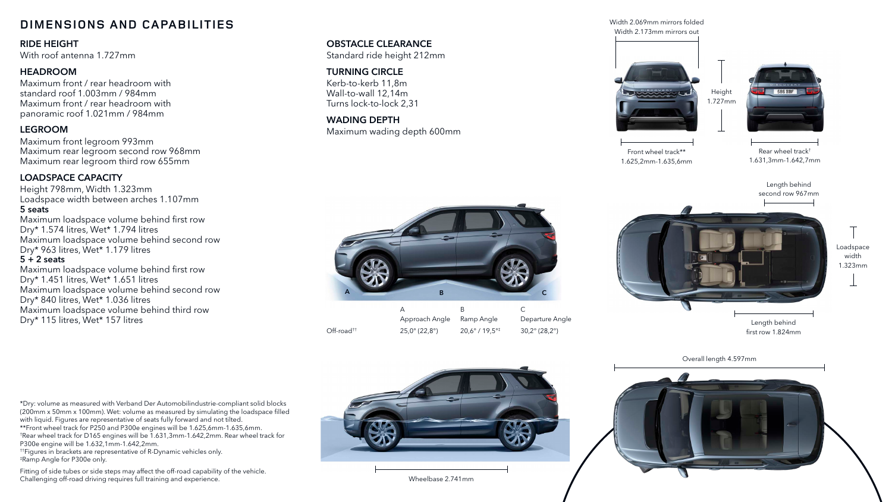# DIMENSIONS AND CAPABILITIES

## RIDE HEIGHT

With roof antenna 1.727mm

## HEADROOM

Maximum front / rear headroom with standard roof 1.003mm / 984mm
Maximum front / rear headroom with panoramic roof 1.021mm / 984mm

## LEGROOM

Maximum front legroom 993mm
Maximum rear legroom second row 968mm
Maximum rear legroom third row 655mm

## LOADSPACE CAPACITY

Height 798mm, Width 1.323mm
Loadspace width between arches 1.107mm

**5 seats**

Maximum loadspace volume behind first row
Dry* 1.574 litres, Wet* 1.794 litres
Maximum loadspace volume behind second row
Dry* 963 litres, Wet* 1.179 litres

**5 + 2 seats**

Maximum loadspace volume behind first row
Dry* 1.451 litres, Wet* 1.651 litres
Maximum loadspace volume behind second row
Dry* 840 litres, Wet* 1.036 litres
Maximum loadspace volume behind third row
Dry* 115 litres, Wet* 157 litres

## OBSTACLE CLEARANCE

Standard ride height 212mm

## TURNING CIRCLE

Kerb-to-kerb 11,8m
Wall-to-wall 12,14m
Turns lock-to-lock 2,31

## WADING DEPTH

Maximum wading depth 600mm

| | A Approach Angle | B Ramp Angle | C Departure Angle |
|---|---|---|---|
| Off-road[††] | 25,0° (22,8°) | 20,6° / 19,5°[‡] | 30,2° (28,2°) |

Width 2.069mm mirrors folded
Width 2.173mm mirrors out

Height 1.727mm

Front wheel track** 1.625,2mm-1.635,6mm

Rear wheel track[†] 1.631,3mm-1.642,7mm

Length behind second row 967mm

Loadspace width 1.323mm

Length behind first row 1.824mm

Overall length 4.597mm

Wheelbase 2.741mm

*Dry: volume as measured with Verband Der Automobilindustrie-compliant solid blocks (200mm x 50mm x 100mm). Wet: volume as measured by simulating the loadspace filled with liquid. Figures are representative of seats fully forward and not tilted.
**Front wheel track for P250 and P300e engines will be 1.625,6mm-1.635,6mm.
[†]Rear wheel track for D165 engines will be 1.631,3mm-1.642,2mm. Rear wheel track for P300e engine will be 1.632,1mm-1.642,2mm.
[††]Figures in brackets are representative of R-Dynamic vehicles only.
[‡]Ramp Angle for P300e only.

Fitting of side tubes or side steps may affect the off-road capability of the vehicle. Challenging off-road driving requires full training and experience.